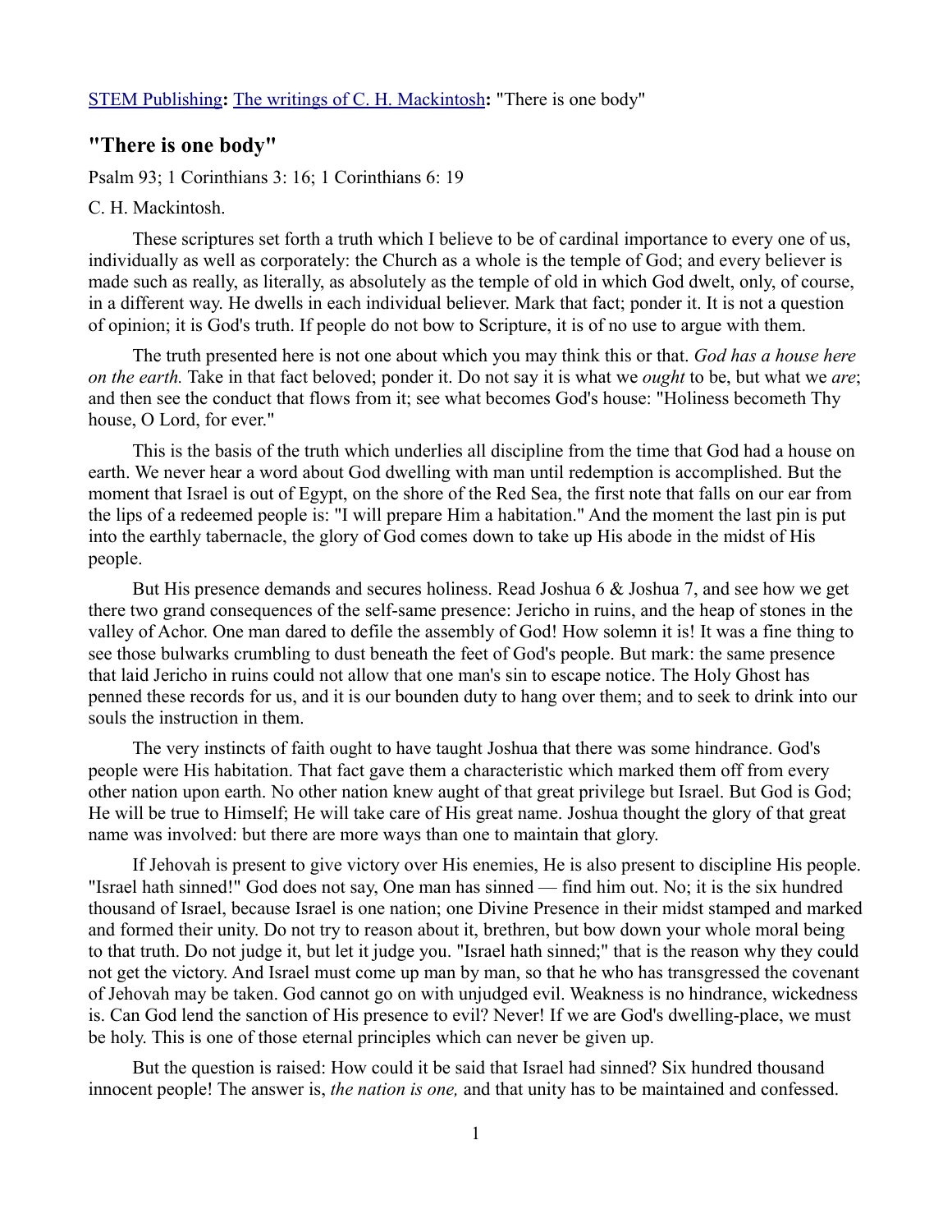[STEM Publishing](#): [The writings of C. H. Mackintosh](#): "There is one body"

## "There is one body"

Psalm 93; 1 Corinthians 3: 16; 1 Corinthians 6: 19

C. H. Mackintosh.

These scriptures set forth a truth which I believe to be of cardinal importance to every one of us, individually as well as corporately: the Church as a whole is the temple of God; and every believer is made such as really, as literally, as absolutely as the temple of old in which God dwelt, only, of course, in a different way. He dwells in each individual believer. Mark that fact; ponder it. It is not a question of opinion; it is God's truth. If people do not bow to Scripture, it is of no use to argue with them.

The truth presented here is not one about which you may think this or that. *God has a house here on the earth.* Take in that fact beloved; ponder it. Do not say it is what we *ought* to be, but what we *are*; and then see the conduct that flows from it; see what becomes God's house: "Holiness becometh Thy house, O Lord, for ever."

This is the basis of the truth which underlies all discipline from the time that God had a house on earth. We never hear a word about God dwelling with man until redemption is accomplished. But the moment that Israel is out of Egypt, on the shore of the Red Sea, the first note that falls on our ear from the lips of a redeemed people is: "I will prepare Him a habitation." And the moment the last pin is put into the earthly tabernacle, the glory of God comes down to take up His abode in the midst of His people.

But His presence demands and secures holiness. Read Joshua 6 & Joshua 7, and see how we get there two grand consequences of the self-same presence: Jericho in ruins, and the heap of stones in the valley of Achor. One man dared to defile the assembly of God! How solemn it is! It was a fine thing to see those bulwarks crumbling to dust beneath the feet of God's people. But mark: the same presence that laid Jericho in ruins could not allow that one man's sin to escape notice. The Holy Ghost has penned these records for us, and it is our bounden duty to hang over them; and to seek to drink into our souls the instruction in them.

The very instincts of faith ought to have taught Joshua that there was some hindrance. God's people were His habitation. That fact gave them a characteristic which marked them off from every other nation upon earth. No other nation knew aught of that great privilege but Israel. But God is God; He will be true to Himself; He will take care of His great name. Joshua thought the glory of that great name was involved: but there are more ways than one to maintain that glory.

If Jehovah is present to give victory over His enemies, He is also present to discipline His people. "Israel hath sinned!" God does not say, One man has sinned — find him out. No; it is the six hundred thousand of Israel, because Israel is one nation; one Divine Presence in their midst stamped and marked and formed their unity. Do not try to reason about it, brethren, but bow down your whole moral being to that truth. Do not judge it, but let it judge you. "Israel hath sinned;" that is the reason why they could not get the victory. And Israel must come up man by man, so that he who has transgressed the covenant of Jehovah may be taken. God cannot go on with unjudged evil. Weakness is no hindrance, wickedness is. Can God lend the sanction of His presence to evil? Never! If we are God's dwelling-place, we must be holy. This is one of those eternal principles which can never be given up.

But the question is raised: How could it be said that Israel had sinned? Six hundred thousand innocent people! The answer is, *the nation is one,* and that unity has to be maintained and confessed.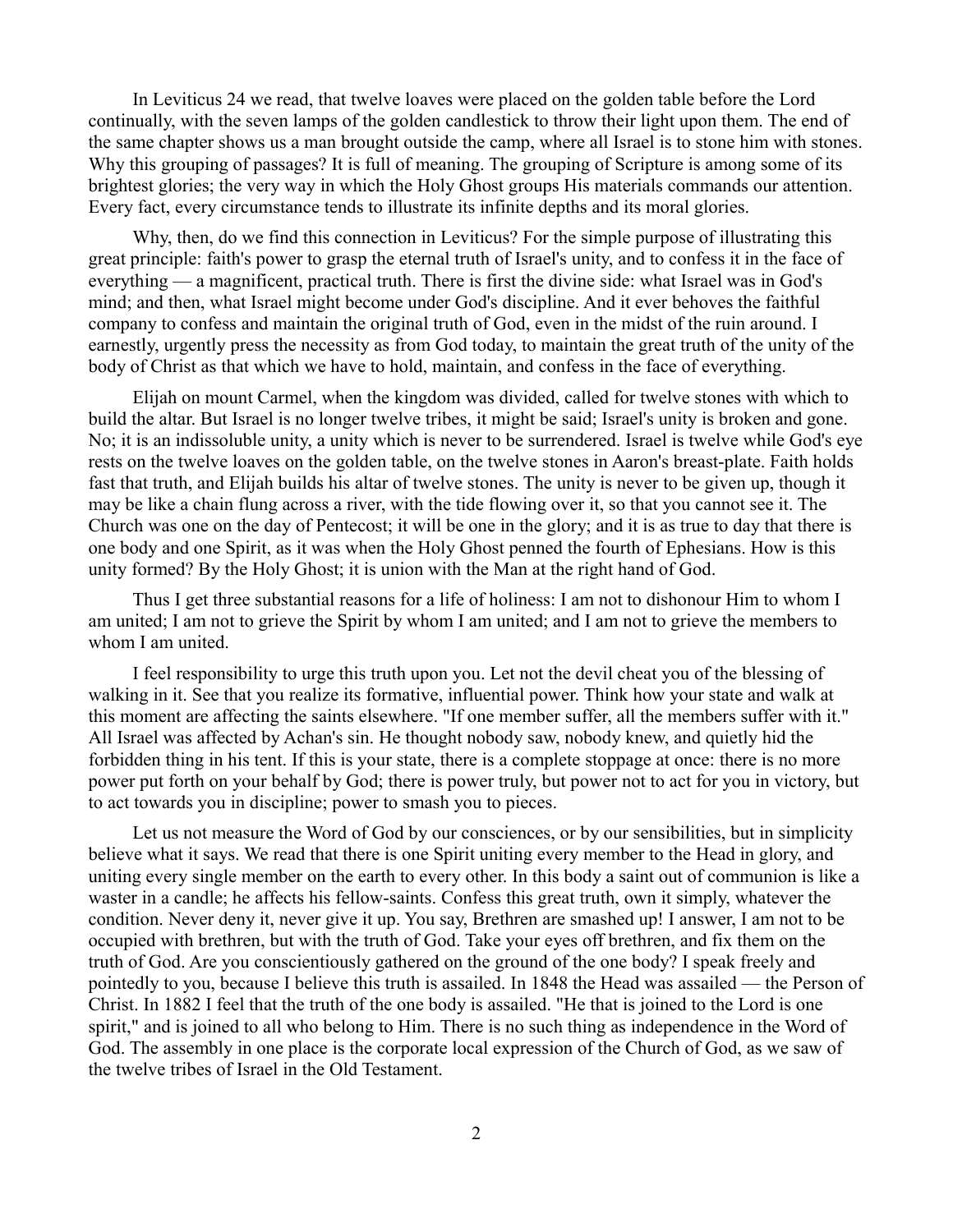In Leviticus 24 we read, that twelve loaves were placed on the golden table before the Lord continually, with the seven lamps of the golden candlestick to throw their light upon them. The end of the same chapter shows us a man brought outside the camp, where all Israel is to stone him with stones. Why this grouping of passages? It is full of meaning. The grouping of Scripture is among some of its brightest glories; the very way in which the Holy Ghost groups His materials commands our attention. Every fact, every circumstance tends to illustrate its infinite depths and its moral glories.

Why, then, do we find this connection in Leviticus? For the simple purpose of illustrating this great principle: faith's power to grasp the eternal truth of Israel's unity, and to confess it in the face of everything — a magnificent, practical truth. There is first the divine side: what Israel was in God's mind; and then, what Israel might become under God's discipline. And it ever behoves the faithful company to confess and maintain the original truth of God, even in the midst of the ruin around. I earnestly, urgently press the necessity as from God today, to maintain the great truth of the unity of the body of Christ as that which we have to hold, maintain, and confess in the face of everything.

Elijah on mount Carmel, when the kingdom was divided, called for twelve stones with which to build the altar. But Israel is no longer twelve tribes, it might be said; Israel's unity is broken and gone. No; it is an indissoluble unity, a unity which is never to be surrendered. Israel is twelve while God's eye rests on the twelve loaves on the golden table, on the twelve stones in Aaron's breast-plate. Faith holds fast that truth, and Elijah builds his altar of twelve stones. The unity is never to be given up, though it may be like a chain flung across a river, with the tide flowing over it, so that you cannot see it. The Church was one on the day of Pentecost; it will be one in the glory; and it is as true to day that there is one body and one Spirit, as it was when the Holy Ghost penned the fourth of Ephesians. How is this unity formed? By the Holy Ghost; it is union with the Man at the right hand of God.

Thus I get three substantial reasons for a life of holiness: I am not to dishonour Him to whom I am united; I am not to grieve the Spirit by whom I am united; and I am not to grieve the members to whom I am united.

I feel responsibility to urge this truth upon you. Let not the devil cheat you of the blessing of walking in it. See that you realize its formative, influential power. Think how your state and walk at this moment are affecting the saints elsewhere. "If one member suffer, all the members suffer with it." All Israel was affected by Achan's sin. He thought nobody saw, nobody knew, and quietly hid the forbidden thing in his tent. If this is your state, there is a complete stoppage at once: there is no more power put forth on your behalf by God; there is power truly, but power not to act for you in victory, but to act towards you in discipline; power to smash you to pieces.

Let us not measure the Word of God by our consciences, or by our sensibilities, but in simplicity believe what it says. We read that there is one Spirit uniting every member to the Head in glory, and uniting every single member on the earth to every other. In this body a saint out of communion is like a waster in a candle; he affects his fellow-saints. Confess this great truth, own it simply, whatever the condition. Never deny it, never give it up. You say, Brethren are smashed up! I answer, I am not to be occupied with brethren, but with the truth of God. Take your eyes off brethren, and fix them on the truth of God. Are you conscientiously gathered on the ground of the one body? I speak freely and pointedly to you, because I believe this truth is assailed. In 1848 the Head was assailed — the Person of Christ. In 1882 I feel that the truth of the one body is assailed. "He that is joined to the Lord is one spirit," and is joined to all who belong to Him. There is no such thing as independence in the Word of God. The assembly in one place is the corporate local expression of the Church of God, as we saw of the twelve tribes of Israel in the Old Testament.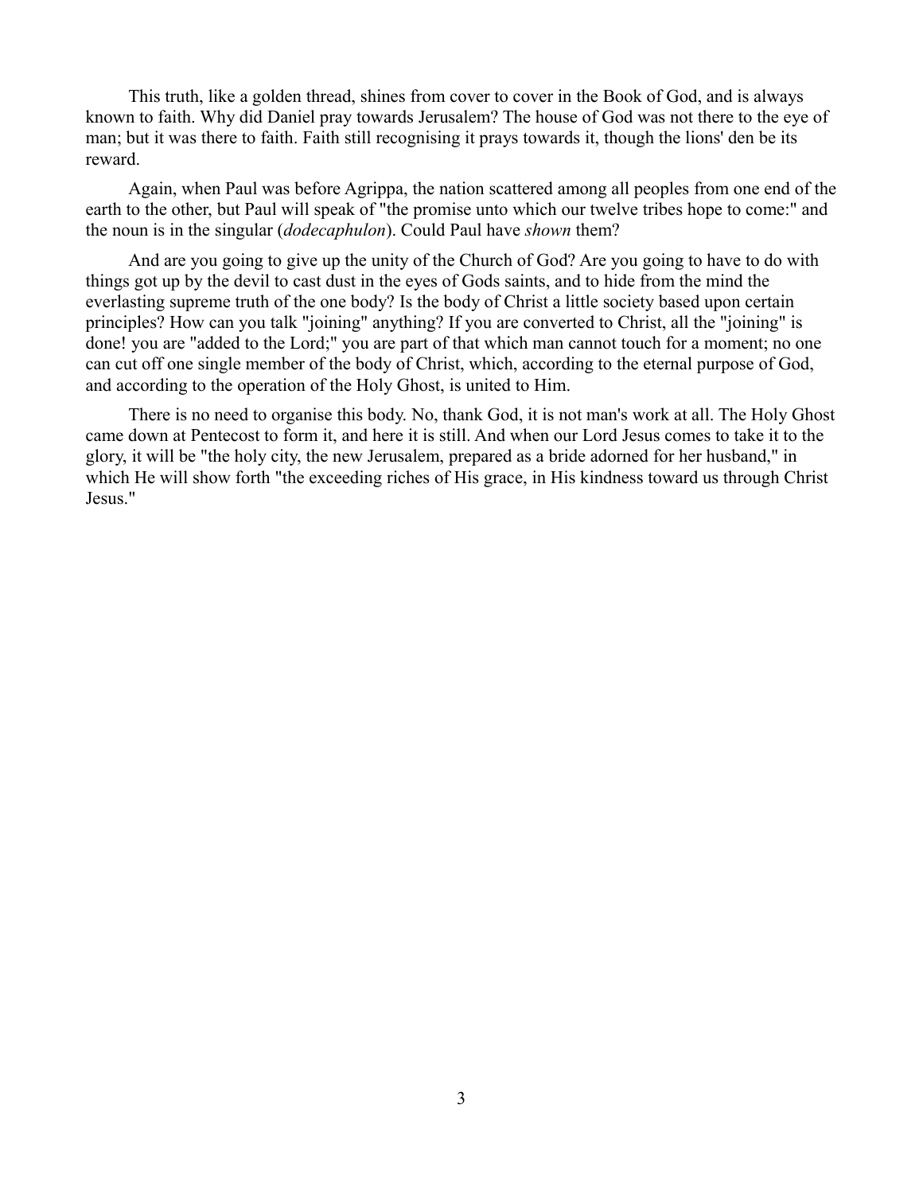This truth, like a golden thread, shines from cover to cover in the Book of God, and is always known to faith. Why did Daniel pray towards Jerusalem? The house of God was not there to the eye of man; but it was there to faith. Faith still recognising it prays towards it, though the lions' den be its reward.

Again, when Paul was before Agrippa, the nation scattered among all peoples from one end of the earth to the other, but Paul will speak of "the promise unto which our twelve tribes hope to come:" and the noun is in the singular (*dodecaphulon*). Could Paul have *shown* them?

And are you going to give up the unity of the Church of God? Are you going to have to do with things got up by the devil to cast dust in the eyes of Gods saints, and to hide from the mind the everlasting supreme truth of the one body? Is the body of Christ a little society based upon certain principles? How can you talk "joining" anything? If you are converted to Christ, all the "joining" is done! you are "added to the Lord;" you are part of that which man cannot touch for a moment; no one can cut off one single member of the body of Christ, which, according to the eternal purpose of God, and according to the operation of the Holy Ghost, is united to Him.

There is no need to organise this body. No, thank God, it is not man's work at all. The Holy Ghost came down at Pentecost to form it, and here it is still. And when our Lord Jesus comes to take it to the glory, it will be "the holy city, the new Jerusalem, prepared as a bride adorned for her husband," in which He will show forth "the exceeding riches of His grace, in His kindness toward us through Christ Jesus."